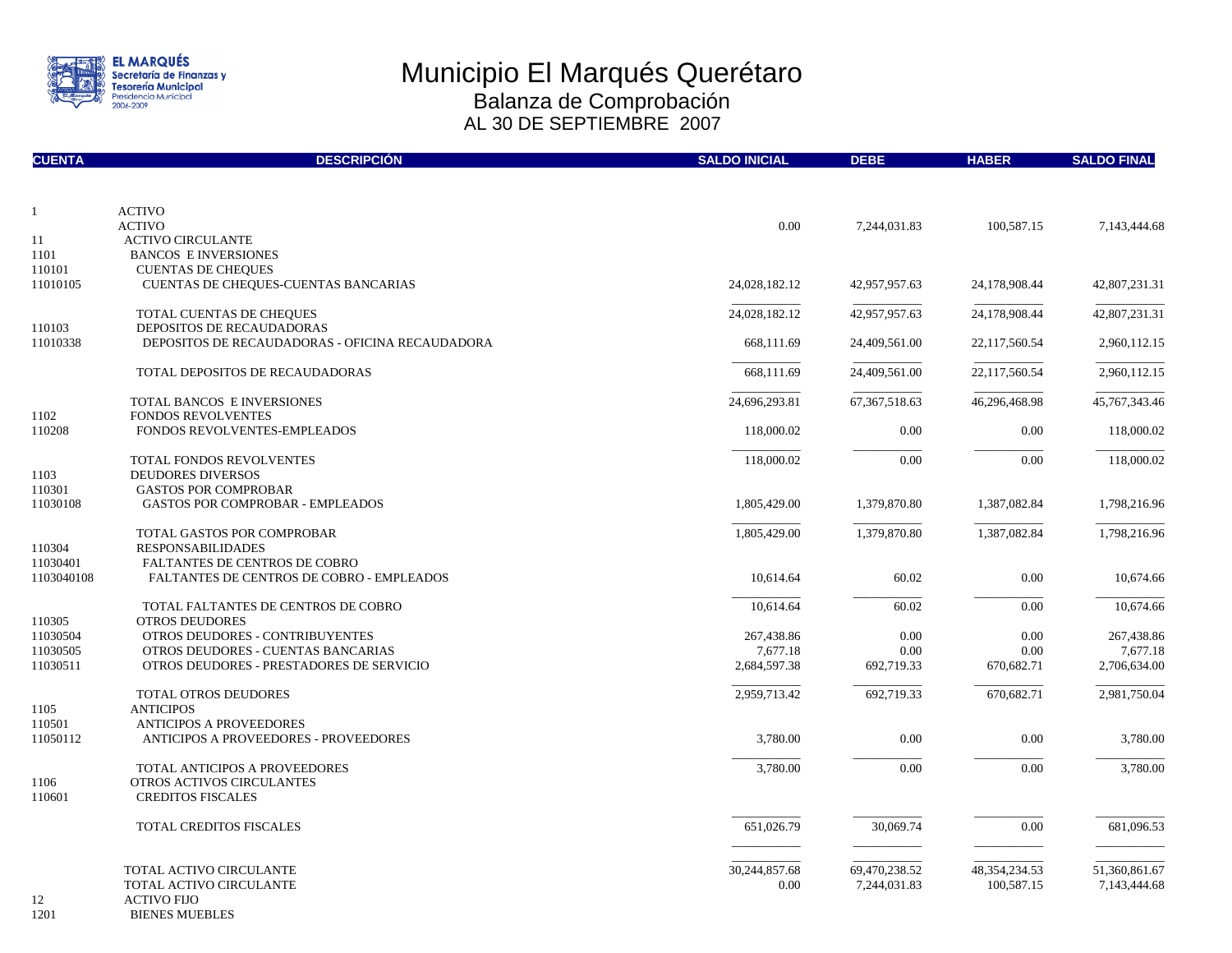# Municipio El Marqués Querétaro

## Balanza de Comprobación

### AL 30 DE SEPTIEMBRE 2007

| CUENTA | DESCRIPCIÓN | SALDO INICIAL | DEBE | HABER | SALDO FINAL |
|---|---|---|---|---|---|
| 1 | ACTIVO | | | | |
| | ACTIVO | 0.00 | 7,244,031.83 | 100,587.15 | 7,143,444.68 |
| 11 | ACTIVO CIRCULANTE | | | | |
| 1101 | BANCOS E INVERSIONES | | | | |
| 110101 | CUENTAS DE CHEQUES | | | | |
| 11010105 | CUENTAS DE CHEQUES-CUENTAS BANCARIAS | 24,028,182.12 | 42,957,957.63 | 24,178,908.44 | 42,807,231.31 |
| | TOTAL CUENTAS DE CHEQUES | 24,028,182.12 | 42,957,957.63 | 24,178,908.44 | 42,807,231.31 |
| 110103 | DEPOSITOS DE RECAUDADORAS | | | | |
| 11010338 | DEPOSITOS DE RECAUDADORAS - OFICINA RECAUDADORA | 668,111.69 | 24,409,561.00 | 22,117,560.54 | 2,960,112.15 |
| | TOTAL DEPOSITOS DE RECAUDADORAS | 668,111.69 | 24,409,561.00 | 22,117,560.54 | 2,960,112.15 |
| | TOTAL BANCOS E INVERSIONES | 24,696,293.81 | 67,367,518.63 | 46,296,468.98 | 45,767,343.46 |
| 1102 | FONDOS REVOLVENTES | | | | |
| 110208 | FONDOS REVOLVENTES-EMPLEADOS | 118,000.02 | 0.00 | 0.00 | 118,000.02 |
| | TOTAL FONDOS REVOLVENTES | 118,000.02 | 0.00 | 0.00 | 118,000.02 |
| 1103 | DEUDORES DIVERSOS | | | | |
| 110301 | GASTOS POR COMPROBAR | | | | |
| 11030108 | GASTOS POR COMPROBAR - EMPLEADOS | 1,805,429.00 | 1,379,870.80 | 1,387,082.84 | 1,798,216.96 |
| | TOTAL GASTOS POR COMPROBAR | 1,805,429.00 | 1,379,870.80 | 1,387,082.84 | 1,798,216.96 |
| 110304 | RESPONSABILIDADES | | | | |
| 11030401 | FALTANTES DE CENTROS DE COBRO | | | | |
| 1103040108 | FALTANTES DE CENTROS DE COBRO - EMPLEADOS | 10,614.64 | 60.02 | 0.00 | 10,674.66 |
| | TOTAL FALTANTES DE CENTROS DE COBRO | 10,614.64 | 60.02 | 0.00 | 10,674.66 |
| 110305 | OTROS DEUDORES | | | | |
| 11030504 | OTROS DEUDORES - CONTRIBUYENTES | 267,438.86 | 0.00 | 0.00 | 267,438.86 |
| 11030505 | OTROS DEUDORES - CUENTAS BANCARIAS | 7,677.18 | 0.00 | 0.00 | 7,677.18 |
| 11030511 | OTROS DEUDORES - PRESTADORES DE SERVICIO | 2,684,597.38 | 692,719.33 | 670,682.71 | 2,706,634.00 |
| | TOTAL OTROS DEUDORES | 2,959,713.42 | 692,719.33 | 670,682.71 | 2,981,750.04 |
| 1105 | ANTICIPOS | | | | |
| 110501 | ANTICIPOS A PROVEEDORES | | | | |
| 11050112 | ANTICIPOS A PROVEEDORES - PROVEEDORES | 3,780.00 | 0.00 | 0.00 | 3,780.00 |
| | TOTAL ANTICIPOS A PROVEEDORES | 3,780.00 | 0.00 | 0.00 | 3,780.00 |
| 1106 | OTROS ACTIVOS CIRCULANTES | | | | |
| 110601 | CREDITOS FISCALES | | | | |
| | TOTAL CREDITOS FISCALES | 651,026.79 | 30,069.74 | 0.00 | 681,096.53 |
| | TOTAL ACTIVO CIRCULANTE | 30,244,857.68 | 69,470,238.52 | 48,354,234.53 | 51,360,861.67 |
| | TOTAL ACTIVO CIRCULANTE | 0.00 | 7,244,031.83 | 100,587.15 | 7,143,444.68 |
| 12 | ACTIVO FIJO | | | | |
| 1201 | BIENES MUEBLES | | | | |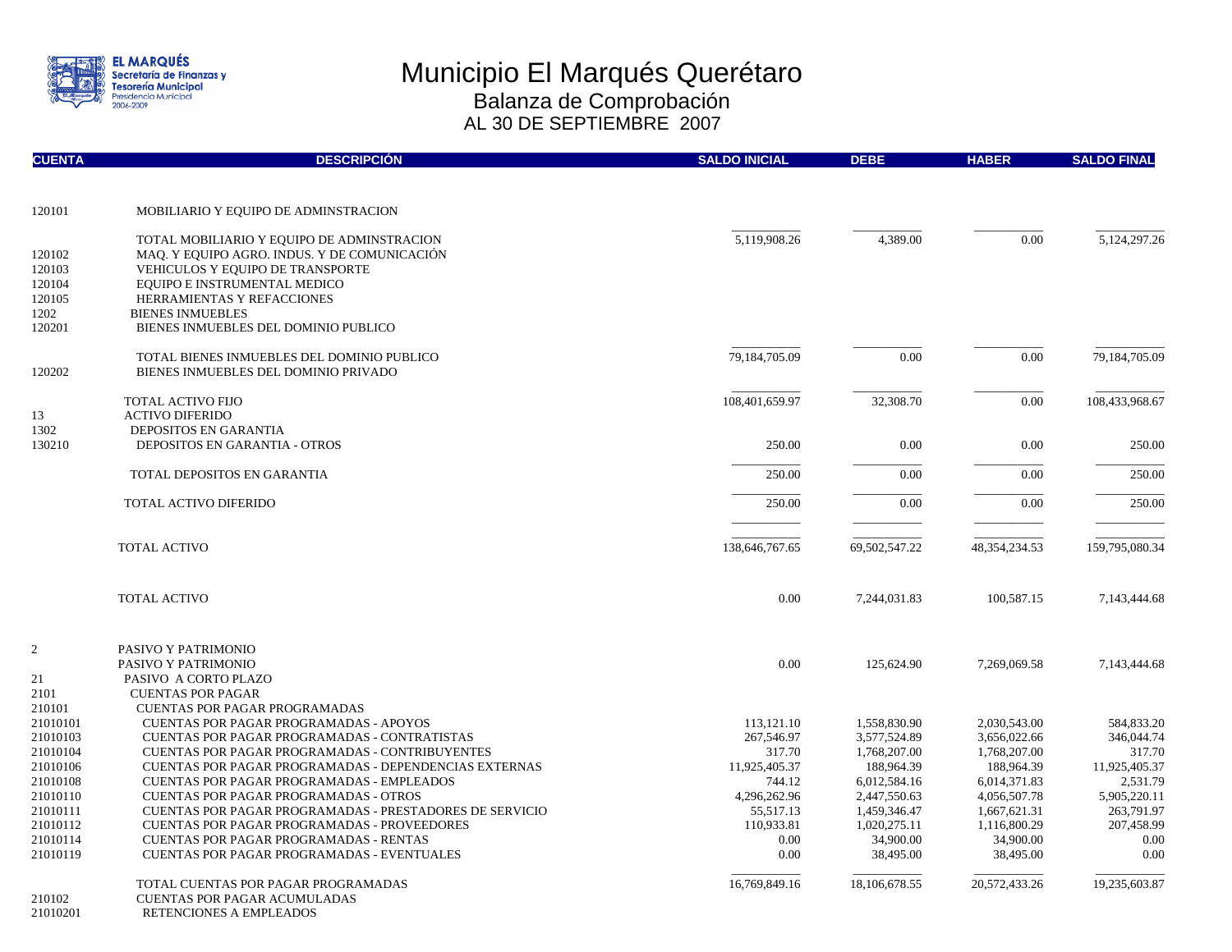# Municipio El Marqués Querétaro

## Balanza de Comprobación

### AL 30 DE SEPTIEMBRE 2007

| CUENTA | DESCRIPCIÓN | SALDO INICIAL | DEBE | HABER | SALDO FINAL |
|---|---|---|---|---|---|
| 120101 | MOBILIARIO Y EQUIPO DE ADMINSTRACION | | | | |
| | TOTAL MOBILIARIO Y EQUIPO DE ADMINSTRACION | 5,119,908.26 | 4,389.00 | 0.00 | 5,124,297.26 |
| 120102 | MAQ. Y EQUIPO AGRO. INDUS. Y DE COMUNICACIÓN | | | | |
| 120103 | VEHICULOS Y EQUIPO DE TRANSPORTE | | | | |
| 120104 | EQUIPO E INSTRUMENTAL MEDICO | | | | |
| 120105 | HERRAMIENTAS Y REFACCIONES | | | | |
| 1202 | BIENES INMUEBLES | | | | |
| 120201 | BIENES INMUEBLES DEL DOMINIO PUBLICO | | | | |
| | TOTAL BIENES INMUEBLES DEL DOMINIO PUBLICO | 79,184,705.09 | 0.00 | 0.00 | 79,184,705.09 |
| 120202 | BIENES INMUEBLES DEL DOMINIO PRIVADO | | | | |
| | TOTAL ACTIVO FIJO | 108,401,659.97 | 32,308.70 | 0.00 | 108,433,968.67 |
| 13 | ACTIVO DIFERIDO | | | | |
| 1302 | DEPOSITOS EN GARANTIA | | | | |
| 130210 | DEPOSITOS EN GARANTIA - OTROS | 250.00 | 0.00 | 0.00 | 250.00 |
| | TOTAL DEPOSITOS EN GARANTIA | 250.00 | 0.00 | 0.00 | 250.00 |
| | TOTAL ACTIVO DIFERIDO | 250.00 | 0.00 | 0.00 | 250.00 |
| | TOTAL ACTIVO | 138,646,767.65 | 69,502,547.22 | 48,354,234.53 | 159,795,080.34 |
| | TOTAL ACTIVO | 0.00 | 7,244,031.83 | 100,587.15 | 7,143,444.68 |
| 2 | PASIVO Y PATRIMONIO | | | | |
| | PASIVO Y PATRIMONIO | 0.00 | 125,624.90 | 7,269,069.58 | 7,143,444.68 |
| 21 | PASIVO A CORTO PLAZO | | | | |
| 2101 | CUENTAS POR PAGAR | | | | |
| 210101 | CUENTAS POR PAGAR PROGRAMADAS | | | | |
| 21010101 | CUENTAS POR PAGAR PROGRAMADAS - APOYOS | 113,121.10 | 1,558,830.90 | 2,030,543.00 | 584,833.20 |
| 21010103 | CUENTAS POR PAGAR PROGRAMADAS - CONTRATISTAS | 267,546.97 | 3,577,524.89 | 3,656,022.66 | 346,044.74 |
| 21010104 | CUENTAS POR PAGAR PROGRAMADAS - CONTRIBUYENTES | 317.70 | 1,768,207.00 | 1,768,207.00 | 317.70 |
| 21010106 | CUENTAS POR PAGAR PROGRAMADAS - DEPENDENCIAS EXTERNAS | 11,925,405.37 | 188,964.39 | 188,964.39 | 11,925,405.37 |
| 21010108 | CUENTAS POR PAGAR PROGRAMADAS - EMPLEADOS | 744.12 | 6,012,584.16 | 6,014,371.83 | 2,531.79 |
| 21010110 | CUENTAS POR PAGAR PROGRAMADAS - OTROS | 4,296,262.96 | 2,447,550.63 | 4,056,507.78 | 5,905,220.11 |
| 21010111 | CUENTAS POR PAGAR PROGRAMADAS - PRESTADORES DE SERVICIO | 55,517.13 | 1,459,346.47 | 1,667,621.31 | 263,791.97 |
| 21010112 | CUENTAS POR PAGAR PROGRAMADAS - PROVEEDORES | 110,933.81 | 1,020,275.11 | 1,116,800.29 | 207,458.99 |
| 21010114 | CUENTAS POR PAGAR PROGRAMADAS - RENTAS | 0.00 | 34,900.00 | 34,900.00 | 0.00 |
| 21010119 | CUENTAS POR PAGAR PROGRAMADAS - EVENTUALES | 0.00 | 38,495.00 | 38,495.00 | 0.00 |
| | TOTAL CUENTAS POR PAGAR PROGRAMADAS | 16,769,849.16 | 18,106,678.55 | 20,572,433.26 | 19,235,603.87 |
| 210102 | CUENTAS POR PAGAR ACUMULADAS | | | | |
| 21010201 | RETENCIONES A EMPLEADOS | | | | |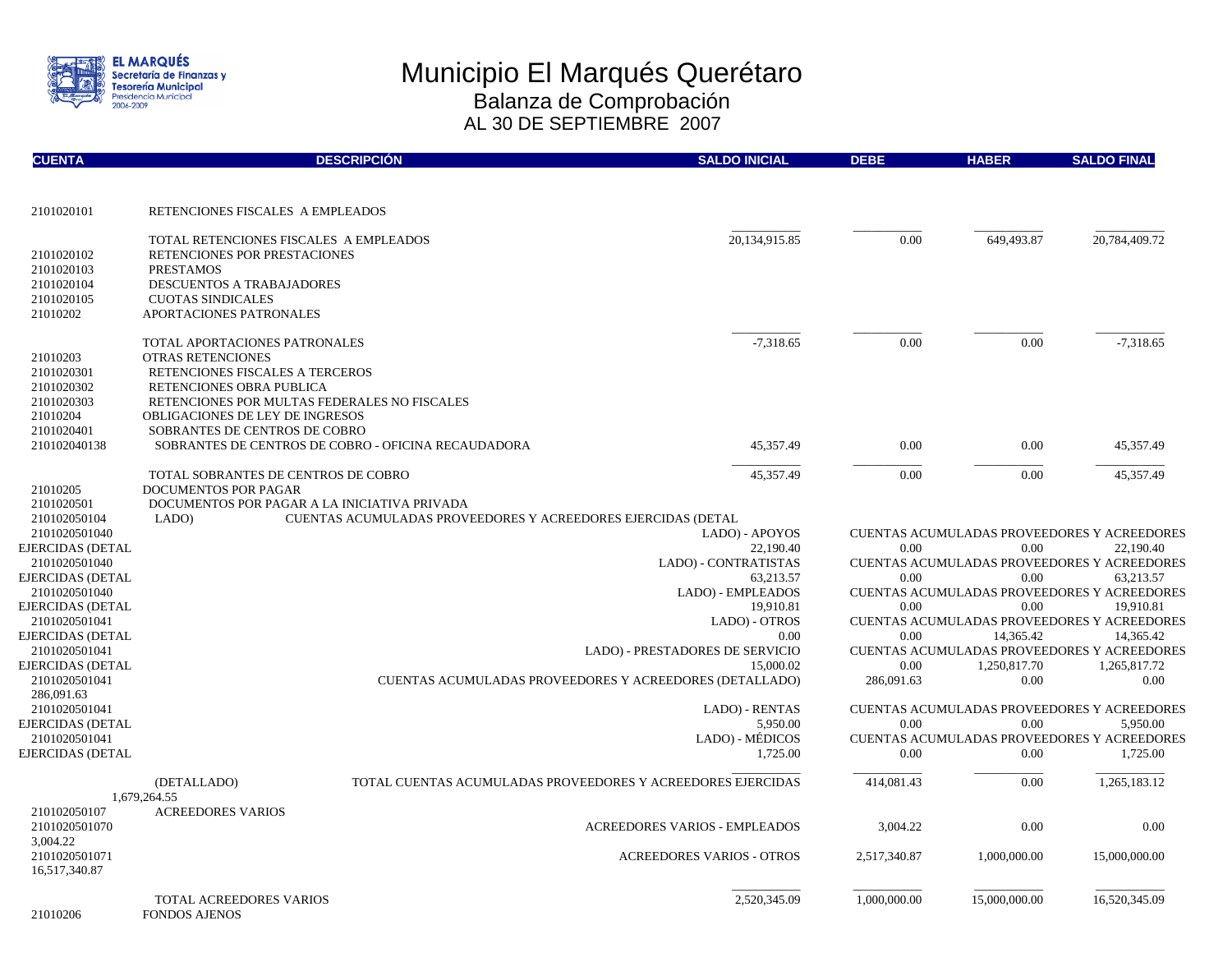# Municipio El Marqués Querétaro

## Balanza de Comprobación

### AL 30 DE SEPTIEMBRE 2007

| CUENTA | DESCRIPCIÓN | SALDO INICIAL | DEBE | HABER | SALDO FINAL |
|---|---|---|---|---|---|
| 2101020101 | RETENCIONES FISCALES A EMPLEADOS | | | | |
| | TOTAL RETENCIONES FISCALES A EMPLEADOS | 20,134,915.85 | 0.00 | 649,493.87 | 20,784,409.72 |
| 2101020102 | RETENCIONES POR PRESTACIONES | | | | |
| 2101020103 | PRESTAMOS | | | | |
| 2101020104 | DESCUENTOS A TRABAJADORES | | | | |
| 2101020105 | CUOTAS SINDICALES | | | | |
| 21010202 | APORTACIONES PATRONALES | | | | |
| | TOTAL APORTACIONES PATRONALES | -7,318.65 | 0.00 | 0.00 | -7,318.65 |
| 21010203 | OTRAS RETENCIONES | | | | |
| 2101020301 | RETENCIONES FISCALES A TERCEROS | | | | |
| 2101020302 | RETENCIONES OBRA PUBLICA | | | | |
| 2101020303 | RETENCIONES POR MULTAS FEDERALES NO FISCALES | | | | |
| 21010204 | OBLIGACIONES DE LEY DE INGRESOS | | | | |
| 2101020401 | SOBRANTES DE CENTROS DE COBRO | | | | |
| 210102040138 | SOBRANTES DE CENTROS DE COBRO - OFICINA RECAUDADORA | 45,357.49 | 0.00 | 0.00 | 45,357.49 |
| | TOTAL SOBRANTES DE CENTROS DE COBRO | 45,357.49 | 0.00 | 0.00 | 45,357.49 |
| 21010205 | DOCUMENTOS POR PAGAR | | | | |
| 2101020501 | DOCUMENTOS POR PAGAR A LA INICIATIVA PRIVADA | | | | |
| 210102050104 | CUENTAS ACUMULADAS PROVEEDORES Y ACREEDORES EJERCIDAS (DETALLADO) | | | | |
| 2101020501040 | CUENTAS ACUMULADAS PROVEEDORES Y ACREEDORES EJERCIDAS (DETALLADO) - APOYOS | 22,190.40 | 0.00 | 0.00 | 22,190.40 |
| 2101020501040 | CUENTAS ACUMULADAS PROVEEDORES Y ACREEDORES EJERCIDAS (DETALLADO) - CONTRATISTAS | 63,213.57 | 0.00 | 0.00 | 63,213.57 |
| 2101020501040 | CUENTAS ACUMULADAS PROVEEDORES Y ACREEDORES EJERCIDAS (DETALLADO) - EMPLEADOS | 19,910.81 | 0.00 | 0.00 | 19,910.81 |
| 2101020501041 | CUENTAS ACUMULADAS PROVEEDORES Y ACREEDORES EJERCIDAS (DETALLADO) - OTROS | 0.00 | 0.00 | 14,365.42 | 14,365.42 |
| 2101020501041 | CUENTAS ACUMULADAS PROVEEDORES Y ACREEDORES EJERCIDAS (DETALLADO) - PRESTADORES DE SERVICIO | 15,000.02 | 0.00 | 1,250,817.70 | 1,265,817.72 |
| 2101020501041 | CUENTAS ACUMULADAS PROVEEDORES Y ACREEDORES (DETALLADO) | 286,091.63 | 286,091.63 | 0.00 | 0.00 |
| 2101020501041 | CUENTAS ACUMULADAS PROVEEDORES Y ACREEDORES EJERCIDAS (DETALLADO) - RENTAS | 5,950.00 | 0.00 | 0.00 | 5,950.00 |
| 2101020501041 | CUENTAS ACUMULADAS PROVEEDORES Y ACREEDORES EJERCIDAS (DETALLADO) - MÉDICOS | 1,725.00 | 0.00 | 0.00 | 1,725.00 |
| | TOTAL CUENTAS ACUMULADAS PROVEEDORES Y ACREEDORES EJERCIDAS (DETALLADO) | 414,081.43 | 1,679,264.55 | 0.00 | 1,265,183.12 |
| 210102050107 | ACREEDORES VARIOS | | | | |
| 2101020501070 | ACREEDORES VARIOS - EMPLEADOS | 3,004.22 | 3,004.22 | 0.00 | 0.00 |
| 2101020501071 | ACREEDORES VARIOS - OTROS | 2,517,340.87 | 16,517,340.87 | 1,000,000.00 | 15,000,000.00 |
| | TOTAL ACREEDORES VARIOS | 2,520,345.09 | 1,000,000.00 | 15,000,000.00 | 16,520,345.09 |
| 21010206 | FONDOS AJENOS | | | | |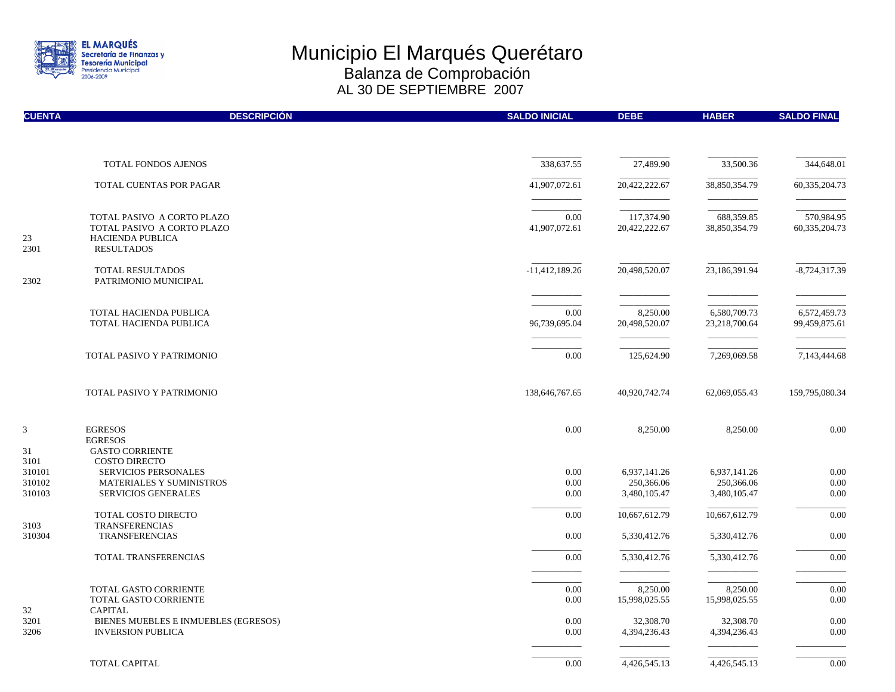# Municipio El Marqués Querétaro

## Balanza de Comprobación

### AL 30 DE SEPTIEMBRE 2007

| CUENTA | DESCRIPCIÓN | SALDO INICIAL | DEBE | HABER | SALDO FINAL |
|---|---|---|---|---|---|
| | TOTAL FONDOS AJENOS | 338,637.55 | 27,489.90 | 33,500.36 | 344,648.01 |
| | TOTAL CUENTAS POR PAGAR | 41,907,072.61 | 20,422,222.67 | 38,850,354.79 | 60,335,204.73 |
| | TOTAL PASIVO A CORTO PLAZO | 0.00 | 117,374.90 | 688,359.85 | 570,984.95 |
| | TOTAL PASIVO A CORTO PLAZO | 41,907,072.61 | 20,422,222.67 | 38,850,354.79 | 60,335,204.73 |
| 23 | HACIENDA PUBLICA | | | | |
| 2301 | RESULTADOS | | | | |
| | TOTAL RESULTADOS | -11,412,189.26 | 20,498,520.07 | 23,186,391.94 | -8,724,317.39 |
| 2302 | PATRIMONIO MUNICIPAL | | | | |
| | TOTAL HACIENDA PUBLICA | 0.00 | 8,250.00 | 6,580,709.73 | 6,572,459.73 |
| | TOTAL HACIENDA PUBLICA | 96,739,695.04 | 20,498,520.07 | 23,218,700.64 | 99,459,875.61 |
| | TOTAL PASIVO Y PATRIMONIO | 0.00 | 125,624.90 | 7,269,069.58 | 7,143,444.68 |
| | TOTAL PASIVO Y PATRIMONIO | 138,646,767.65 | 40,920,742.74 | 62,069,055.43 | 159,795,080.34 |
| 3 | EGRESOS | 0.00 | 8,250.00 | 8,250.00 | 0.00 |
| | EGRESOS | | | | |
| 31 | GASTO CORRIENTE | | | | |
| 3101 | COSTO DIRECTO | | | | |
| 310101 | SERVICIOS PERSONALES | 0.00 | 6,937,141.26 | 6,937,141.26 | 0.00 |
| 310102 | MATERIALES Y SUMINISTROS | 0.00 | 250,366.06 | 250,366.06 | 0.00 |
| 310103 | SERVICIOS GENERALES | 0.00 | 3,480,105.47 | 3,480,105.47 | 0.00 |
| | TOTAL COSTO DIRECTO | 0.00 | 10,667,612.79 | 10,667,612.79 | 0.00 |
| 3103 | TRANSFERENCIAS | | | | |
| 310304 | TRANSFERENCIAS | 0.00 | 5,330,412.76 | 5,330,412.76 | 0.00 |
| | TOTAL TRANSFERENCIAS | 0.00 | 5,330,412.76 | 5,330,412.76 | 0.00 |
| | TOTAL GASTO CORRIENTE | 0.00 | 8,250.00 | 8,250.00 | 0.00 |
| | TOTAL GASTO CORRIENTE | 0.00 | 15,998,025.55 | 15,998,025.55 | 0.00 |
| 32 | CAPITAL | | | | |
| 3201 | BIENES MUEBLES E INMUEBLES (EGRESOS) | 0.00 | 32,308.70 | 32,308.70 | 0.00 |
| 3206 | INVERSION PUBLICA | 0.00 | 4,394,236.43 | 4,394,236.43 | 0.00 |
| | TOTAL CAPITAL | 0.00 | 4,426,545.13 | 4,426,545.13 | 0.00 |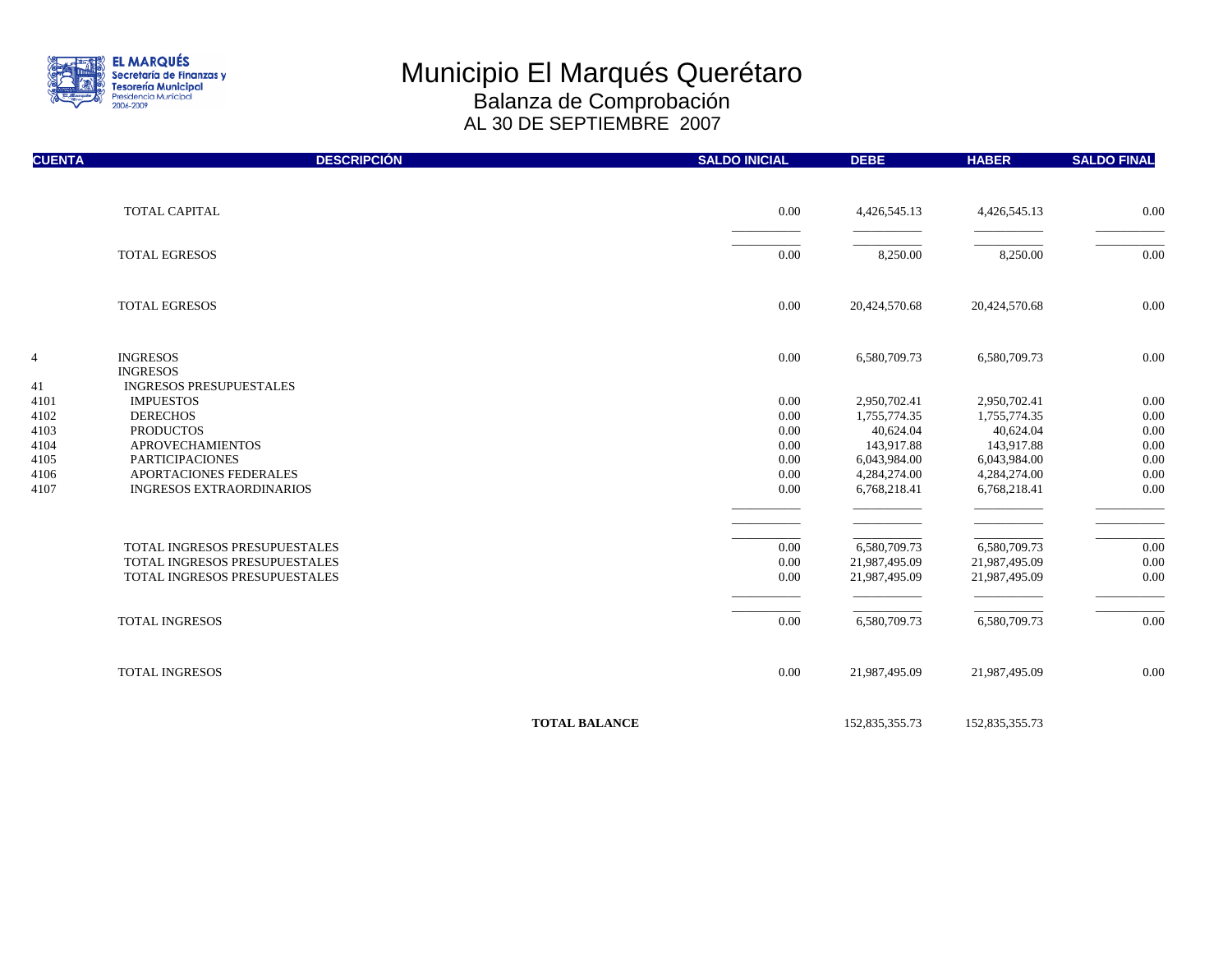# Municipio El Marqués Querétaro

## Balanza de Comprobación

### AL 30 DE SEPTIEMBRE 2007

| CUENTA | DESCRIPCIÓN | SALDO INICIAL | DEBE | HABER | SALDO FINAL |
|---|---|---|---|---|---|
| | TOTAL CAPITAL | 0.00 | 4,426,545.13 | 4,426,545.13 | 0.00 |
| | TOTAL EGRESOS | 0.00 | 8,250.00 | 8,250.00 | 0.00 |
| | TOTAL EGRESOS | 0.00 | 20,424,570.68 | 20,424,570.68 | 0.00 |
| 4 | INGRESOS | 0.00 | 6,580,709.73 | 6,580,709.73 | 0.00 |
| | INGRESOS | | | | |
| 41 | INGRESOS PRESUPUESTALES | | | | |
| 4101 | IMPUESTOS | 0.00 | 2,950,702.41 | 2,950,702.41 | 0.00 |
| 4102 | DERECHOS | 0.00 | 1,755,774.35 | 1,755,774.35 | 0.00 |
| 4103 | PRODUCTOS | 0.00 | 40,624.04 | 40,624.04 | 0.00 |
| 4104 | APROVECHAMIENTOS | 0.00 | 143,917.88 | 143,917.88 | 0.00 |
| 4105 | PARTICIPACIONES | 0.00 | 6,043,984.00 | 6,043,984.00 | 0.00 |
| 4106 | APORTACIONES FEDERALES | 0.00 | 4,284,274.00 | 4,284,274.00 | 0.00 |
| 4107 | INGRESOS EXTRAORDINARIOS | 0.00 | 6,768,218.41 | 6,768,218.41 | 0.00 |
| | TOTAL INGRESOS PRESUPUESTALES | 0.00 | 6,580,709.73 | 6,580,709.73 | 0.00 |
| | TOTAL INGRESOS PRESUPUESTALES | 0.00 | 21,987,495.09 | 21,987,495.09 | 0.00 |
| | TOTAL INGRESOS PRESUPUESTALES | 0.00 | 21,987,495.09 | 21,987,495.09 | 0.00 |
| | TOTAL INGRESOS | 0.00 | 6,580,709.73 | 6,580,709.73 | 0.00 |
| | TOTAL INGRESOS | 0.00 | 21,987,495.09 | 21,987,495.09 | 0.00 |
| | **TOTAL BALANCE** | | 152,835,355.73 | 152,835,355.73 | |